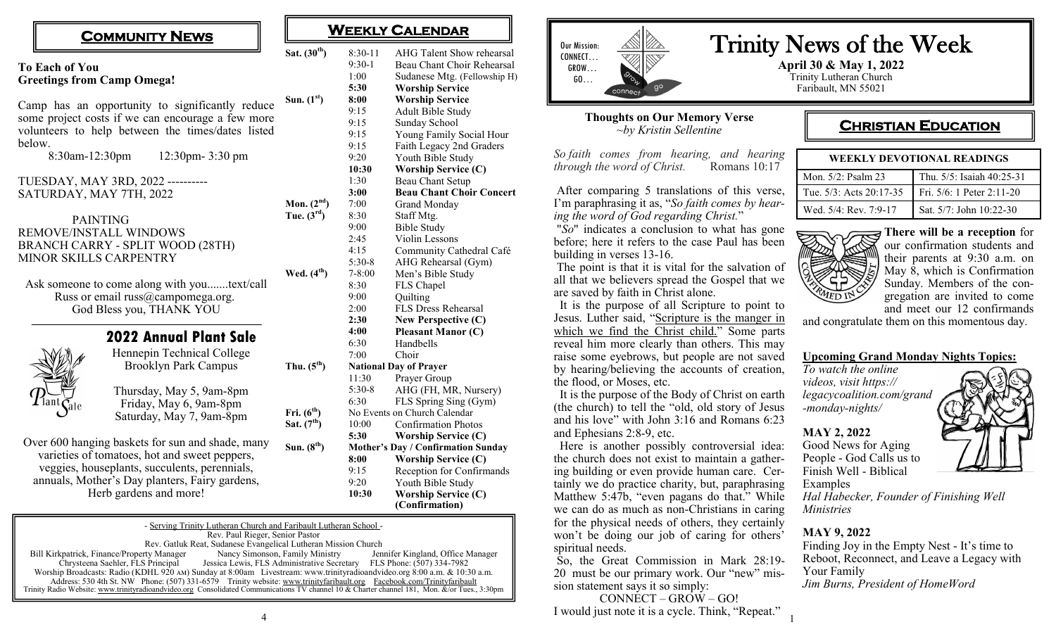## Community News

**To Each of You**
**Greetings from Camp Omega!**

Camp has an opportunity to significantly reduce some project costs if we can encourage a few more volunteers to help between the times/dates listed below.

8:30am-12:30pm    12:30pm- 3:30 pm

TUESDAY, MAY 3RD, 2022 ----------
SATURDAY, MAY 7TH, 2022

PAINTING
REMOVE/INSTALL WINDOWS
BRANCH CARRY - SPLIT WOOD (28TH)
MINOR SKILLS CARPENTRY

Ask someone to come along with you.......text/call Russ or email russ@campomega.org.
God Bless you, THANK YOU

### 2022 Annual Plant Sale

Hennepin Technical College
Brooklyn Park Campus

Thursday, May 5, 9am-8pm
Friday, May 6, 9am-8pm
Saturday, May 7, 9am-8pm

Over 600 hanging baskets for sun and shade, many varieties of tomatoes, hot and sweet peppers, veggies, houseplants, succulents, perennials, annuals, Mother's Day planters, Fairy gardens, Herb gardens and more!

## Weekly Calendar

| Day | Time | Event |
|---|---|---|
| Sat. (30th) | 8:30-11 | AHG Talent Show rehearsal |
| | 9:30-1 | Beau Chant Choir Rehearsal |
| | 1:00 | Sudanese Mtg. (Fellowship H) |
| | **5:30** | **Worship Service** |
| Sun. (1st) | **8:00** | **Worship Service** |
| | 9:15 | Adult Bible Study |
| | 9:15 | Sunday School |
| | 9:15 | Young Family Social Hour |
| | 9:15 | Faith Legacy 2nd Graders |
| | 9:20 | Youth Bible Study |
| | **10:30** | **Worship Service (C)** |
| | 1:30 | Beau Chant Setup |
| | **3:00** | **Beau Chant Choir Concert** |
| Mon. (2nd) | 7:00 | Grand Monday |
| Tue. (3rd) | 8:30 | Staff Mtg. |
| | 9:00 | Bible Study |
| | 2:45 | Violin Lessons |
| | 4:15 | Community Cathedral Café |
| | 5:30-8 | AHG Rehearsal (Gym) |
| Wed. (4th) | 7-8:00 | Men's Bible Study |
| | 8:30 | FLS Chapel |
| | 9:00 | Quilting |
| | 2:00 | FLS Dress Rehearsal |
| | **2:30** | **New Perspective (C)** |
| | **4:00** | **Pleasant Manor (C)** |
| | 6:30 | Handbells |
| | 7:00 | Choir |
| Thu. (5th) | **National Day of Prayer** | |
| | 11:30 | Prayer Group |
| | 5:30-8 | AHG (FH, MR, Nursery) |
| | 6:30 | FLS Spring Sing (Gym) |
| Fri. (6th) | No Events on Church Calendar | |
| Sat. (7th) | 10:00 | Confirmation Photos |
| | **5:30** | **Worship Service (C)** |
| Sun. (8th) | **Mother's Day / Confirmation Sunday** | |
| | **8:00** | **Worship Service (C)** |
| | 9:15 | Reception for Confirmands |
| | 9:20 | Youth Bible Study |
| | **10:30** | **Worship Service (C) (Confirmation)** |

- Serving Trinity Lutheran Church and Faribault Lutheran School -
Rev. Paul Rieger, Senior Pastor
Rev. Gatluk Reat, Sudanese Evangelical Lutheran Mission Church
Bill Kirkpatrick, Finance/Property Manager    Nancy Simonson, Family Ministry    Jennifer Kingland, Office Manager
Chrysteena Saehler, FLS Principal    Jessica Lewis, FLS Administrative Secretary    FLS Phone: (507) 334-7982
Worship Broadcasts: Radio (KDHL 920 AM) Sunday at 8:00am Livestream: www.trinityradioandvideo.org 8:00 a.m. & 10:30 a.m.
Address: 530 4th St. NW Phone: (507) 331-6579 Trinity website: www.trinityfaribault.org Facebook.com/Trinityfaribault
Trinity Radio Website: www.trinityradioandvideo.org Consolidated Communications TV channel 10 & Charter channel 181, Mon. &/or Tues., 3:30pm

# Trinity News of the Week

Our Mission: CONNECT… GROW… GO…

**April 30 & May 1, 2022**
Trinity Lutheran Church
Faribault, MN 55021

### Thoughts on Our Memory Verse
*~by Kristin Sellentine*

*So faith comes from hearing, and hearing through the word of Christ.* Romans 10:17

After comparing 5 translations of this verse, I'm paraphrasing it as, "*So faith comes by hearing the word of God regarding Christ.*"

"*So*" indicates a conclusion to what has gone before; here it refers to the case Paul has been building in verses 13-16.

The point is that it is vital for the salvation of all that we believers spread the Gospel that we are saved by faith in Christ alone.

It is the purpose of all Scripture to point to Jesus. Luther said, "Scripture is the manger in which we find the Christ child." Some parts reveal him more clearly than others. This may raise some eyebrows, but people are not saved by hearing/believing the accounts of creation, the flood, or Moses, etc.

It is the purpose of the Body of Christ on earth (the church) to tell the "old, old story of Jesus and his love" with John 3:16 and Romans 6:23 and Ephesians 2:8-9, etc.

Here is another possibly controversial idea: the church does not exist to maintain a gathering building or even provide human care. Certainly we do practice charity, but, paraphrasing Matthew 5:47b, "even pagans do that." While we can do as much as non-Christians in caring for the physical needs of others, they certainly won't be doing our job of caring for others' spiritual needs.

So, the Great Commission in Mark 28:19-20 must be our primary work. Our "new" mission statement says it so simply:

CONNECT – GROW – GO!

I would just note it is a cycle. Think, "Repeat."

## Christian Education

| WEEKLY DEVOTIONAL READINGS | |
|---|---|
| Mon. 5/2: Psalm 23 | Thu. 5/5: Isaiah 40:25-31 |
| Tue. 5/3: Acts 20:17-35 | Fri. 5/6: 1 Peter 2:11-20 |
| Wed. 5/4: Rev. 7:9-17 | Sat. 5/7: John 10:22-30 |

**There will be a reception** for our confirmation students and their parents at 9:30 a.m. on May 8, which is Confirmation Sunday. Members of the congregation are invited to come and meet our 12 confirmands and congratulate them on this momentous day.

**Upcoming Grand Monday Nights Topics:**

*To watch the online videos, visit https://legacycoalition.com/grand-monday-nights/*

**MAY 2, 2022**
Good News for Aging People - God Calls us to Finish Well - Biblical Examples
*Hal Habecker, Founder of Finishing Well Ministries*

**MAY 9, 2022**
Finding Joy in the Empty Nest - It's time to Reboot, Reconnect, and Leave a Legacy with Your Family
*Jim Burns, President of HomeWord*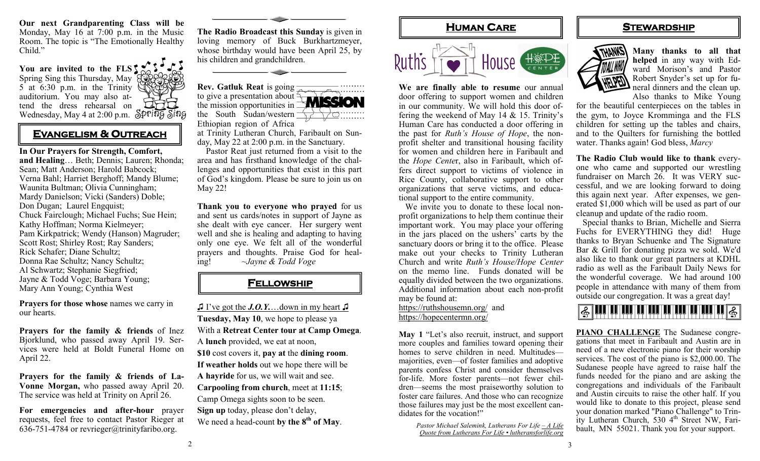**Our next Grandparenting Class will be** Monday, May 16 at 7:00 p.m. in the Music Room. The topic is "The Emotionally Healthy Child."

**You are invited to the FLS** Spring Sing this Thursday, May 5 at 6:30 p.m. in the Trinity auditorium. You may also attend the dress rehearsal on Wednesday, May 4 at 2:00 p.m.

## Evangelism & Outreach

**In Our Prayers for Strength, Comfort, and Healing**… Beth; Dennis; Lauren; Rhonda; Sean; Matt Anderson; Harold Babcock; Verna Bahl; Harriet Berghoff; Mandy Blume; Waunita Bultman; Olivia Cunningham; Mardy Danielson; Vicki (Sanders) Doble; Don Dugan; Laurel Engquist; Chuck Fairclough; Michael Fuchs; Sue Hein; Kathy Hoffman; Norma Kielmeyer; Pam Kirkpatrick; Wendy (Hanson) Magruder; Scott Rost; Shirley Rost; Ray Sanders; Rick Schafer; Diane Schultz; Donna Rae Schultz; Nancy Schultz; Al Schwartz; Stephanie Siegfried; Jayne & Todd Voge; Barbara Young; Mary Ann Young; Cynthia West

**Prayers for those whose** names we carry in our hearts.

**Prayers for the family & friends** of Inez Bjorklund, who passed away April 19. Services were held at Boldt Funeral Home on April 22.

**Prayers for the family & friends of LaVonne Morgan,** who passed away April 20. The service was held at Trinity on April 26.

**For emergencies and after-hour** prayer requests, feel free to contact Pastor Rieger at 636-751-4784 or revrieger@trinityfaribo.org.

**The Radio Broadcast this Sunday** is given in loving memory of Buck Burkhartzmeyer, whose birthday would have been April 25, by his children and grandchildren.

**Rev. Gatluk Reat** is going to give a presentation about the mission opportunities in the South Sudan/western Ethiopian region of Africa at Trinity Lutheran Church, Faribault on Sunday, May 22 at 2:00 p.m. in the Sanctuary.

Pastor Reat just returned from a visit to the area and has firsthand knowledge of the challenges and opportunities that exist in this part of God's kingdom. Please be sure to join us on May 22!

**Thank you to everyone who prayed** for us and sent us cards/notes in support of Jayne as she dealt with eye cancer. Her surgery went well and she is healing and adapting to having only one eye. We felt all of the wonderful prayers and thoughts. Praise God for healing! *~Jayne & Todd Voge*

## Fellowship

♫ I've got the ***J.O.Y.***….down in my heart ♫
**Tuesday, May 10**, we hope to please ya
With a **Retreat Center tour at Camp Omega**.
A **lunch** provided, we eat at noon,
**$10** cost covers it, **pay at** the **dining room**.
**If weather holds** out we hope there will be
**A hayride** for us, we will wait and see.
**Carpooling from church**, meet at **11:15**;
Camp Omega sights soon to be seen.
**Sign up** today, please don't delay,
We need a head-count **by the 8th of May**.

## Human Care

Ruth's House — HOPE CENTER

**We are finally able to resume** our annual door offering to support women and children in our community. We will hold this door offering the weekend of May 14 & 15. Trinity's Human Care has conducted a door offering in the past for *Ruth's House of Hope*, the nonprofit shelter and transitional housing facility for women and children here in Faribault and the *Hope Cente*r, also in Faribault, which offers direct support to victims of violence in Rice County, collaborative support to other organizations that serve victims, and educational support to the entire community.

We invite you to donate to these local nonprofit organizations to help them continue their important work. You may place your offering in the jars placed on the ushers' carts by the sanctuary doors or bring it to the office. Please make out your checks to Trinity Lutheran Church and write *Ruth's House/Hope Center* on the memo line. Funds donated will be equally divided between the two organizations. Additional information about each non-profit may be found at:
https://ruthshousemn.org/ and
https://hopecentermn.org/

**May 1** "Let's also recruit, instruct, and support more couples and families toward opening their homes to serve children in need. Multitudes—majorities, even—of foster families and adoptive parents confess Christ and consider themselves pro-life for-life. More foster parents—not fewer children—seems the most praiseworthy solution to foster care failures. And those who can recognize those failures may just be the most excellent candidates for the vocation!"

*Pastor Michael Salemink, Lutherans For Life – A Life Quote from Lutherans For Life • lutheransforlife.org*

## Stewardship

**Many thanks to all that helped** in any way with Edward Morison's and Pastor Robert Snyder's set up for funeral dinners and the clean up. Also thanks to Mike Young for the beautiful centerpieces on the tables in the gym, to Joyce Kromminga and the FLS children for setting up the tables and chairs, and to the Quilters for furnishing the bottled water. Thanks again! God bless, *Marcy*

**The Radio Club would like to thank** everyone who came and supported our wrestling fundraiser on March 26. It was VERY successful, and we are looking forward to doing this again next year. After expenses, we generated $1,000 which will be used as part of our cleanup and update of the radio room.

Special thanks to Brian, Michelle and Sierra Fuchs for EVERYTHING they did! Huge thanks to Bryan Schuenke and The Signature Bar & Grill for donating pizza we sold. We'd also like to thank our great partners at KDHL radio as well as the Faribault Daily News for the wonderful coverage. We had around 100 people in attendance with many of them from outside our congregation. It was a great day!

**PIANO CHALLENGE** The Sudanese congregations that meet in Faribault and Austin are in need of a new electronic piano for their worship services. The cost of the piano is $2,000.00. The Sudanese people have agreed to raise half the funds needed for the piano and are asking the congregations and individuals of the Faribault and Austin circuits to raise the other half. If you would like to donate to this project, please send your donation marked "Piano Challenge" to Trinity Lutheran Church, 530 4th Street NW, Faribault, MN 55021. Thank you for your support.